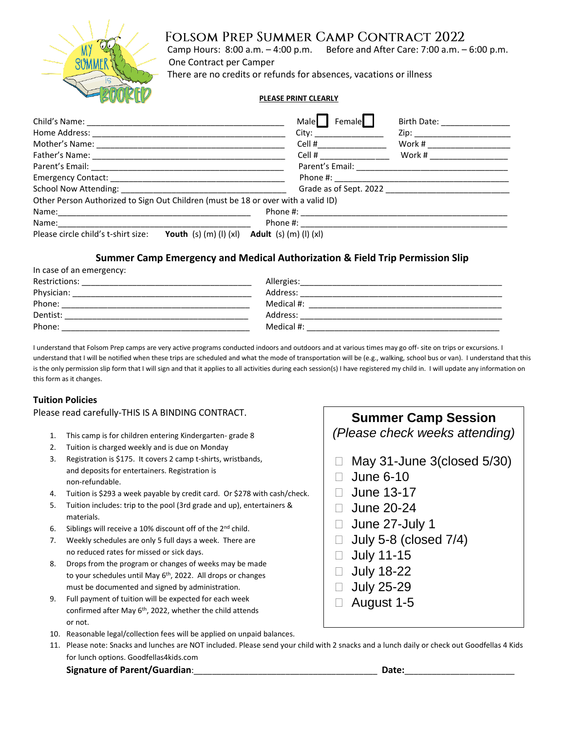# Folsom Prep Summer Camp Contract 2022

Camp Hours: 8:00 a.m. – 4:00 p.m. Before and After Care: 7:00 a.m. – 6:00 p.m.

One Contract per Camper

There are no credits or refunds for absences, vacations or illness

**PLEASE PRINT CLEARLY**

Child's Name: ______________________________ Male ☐ Female ☐ Birth Date: ______________

Home Address: ______________________________ City: ______________ Zip: ______________

Mother's Name: ______________________________ Cell # ______________ Work # ______________

Father's Name: ______________________________ Cell # ______________ Work # ______________

Parent's Email: ______________________________ Parent's Email: ______________________________

Emergency Contact: ______________________________ Phone #: ______________________________

School Now Attending: ______________________________ Grade as of Sept. 2022 ______________________

Other Person Authorized to Sign Out Children (must be 18 or over with a valid ID)

Name: ______________________________ Phone #: ______________________________

Name: ______________________________ Phone #: ______________________________

Please circle child's t-shirt size: **Youth** (s) (m) (l) (xl) **Adult** (s) (m) (l) (xl)

## Summer Camp Emergency and Medical Authorization & Field Trip Permission Slip

In case of an emergency:

Restrictions: ______________________________ Allergies: ______________________________

Physician: ______________________________ Address: ______________________________

Phone: ______________________________ Medical #: ______________________________

Dentist: ______________________________ Address: ______________________________

Phone: ______________________________ Medical #: ______________________________

I understand that Folsom Prep camps are very active programs conducted indoors and outdoors and at various times may go off- site on trips or excursions. I understand that I will be notified when these trips are scheduled and what the mode of transportation will be (e.g., walking, school bus or van). I understand that this is the only permission slip form that I will sign and that it applies to all activities during each session(s) I have registered my child in. I will update any information on this form as it changes.

### Tuition Policies

Please read carefully-THIS IS A BINDING CONTRACT.

1. This camp is for children entering Kindergarten- grade 8
2. Tuition is charged weekly and is due on Monday
3. Registration is $175. It covers 2 camp t-shirts, wristbands, and deposits for entertainers. Registration is non-refundable.
4. Tuition is $293 a week payable by credit card. Or $278 with cash/check.
5. Tuition includes: trip to the pool (3rd grade and up), entertainers & materials.
6. Siblings will receive a 10% discount off of the 2nd child.
7. Weekly schedules are only 5 full days a week. There are no reduced rates for missed or sick days.
8. Drops from the program or changes of weeks may be made to your schedules until May 6th, 2022. All drops or changes must be documented and signed by administration.
9. Full payment of tuition will be expected for each week confirmed after May 6th, 2022, whether the child attends or not.
10. Reasonable legal/collection fees will be applied on unpaid balances.
11. Please note: Snacks and lunches are NOT included. Please send your child with 2 snacks and a lunch daily or check out Goodfellas 4 Kids for lunch options. Goodfellas4kids.com

**Summer Camp Session**
*(Please check weeks attending)*

- ☐ May 31-June 3(closed 5/30)
- ☐ June 6-10
- ☐ June 13-17
- ☐ June 20-24
- ☐ June 27-July 1
- ☐ July 5-8 (closed 7/4)
- ☐ July 11-15
- ☐ July 18-22
- ☐ July 25-29
- ☐ August 1-5

**Signature of Parent/Guardian**: ______________________________ **Date**: ______________________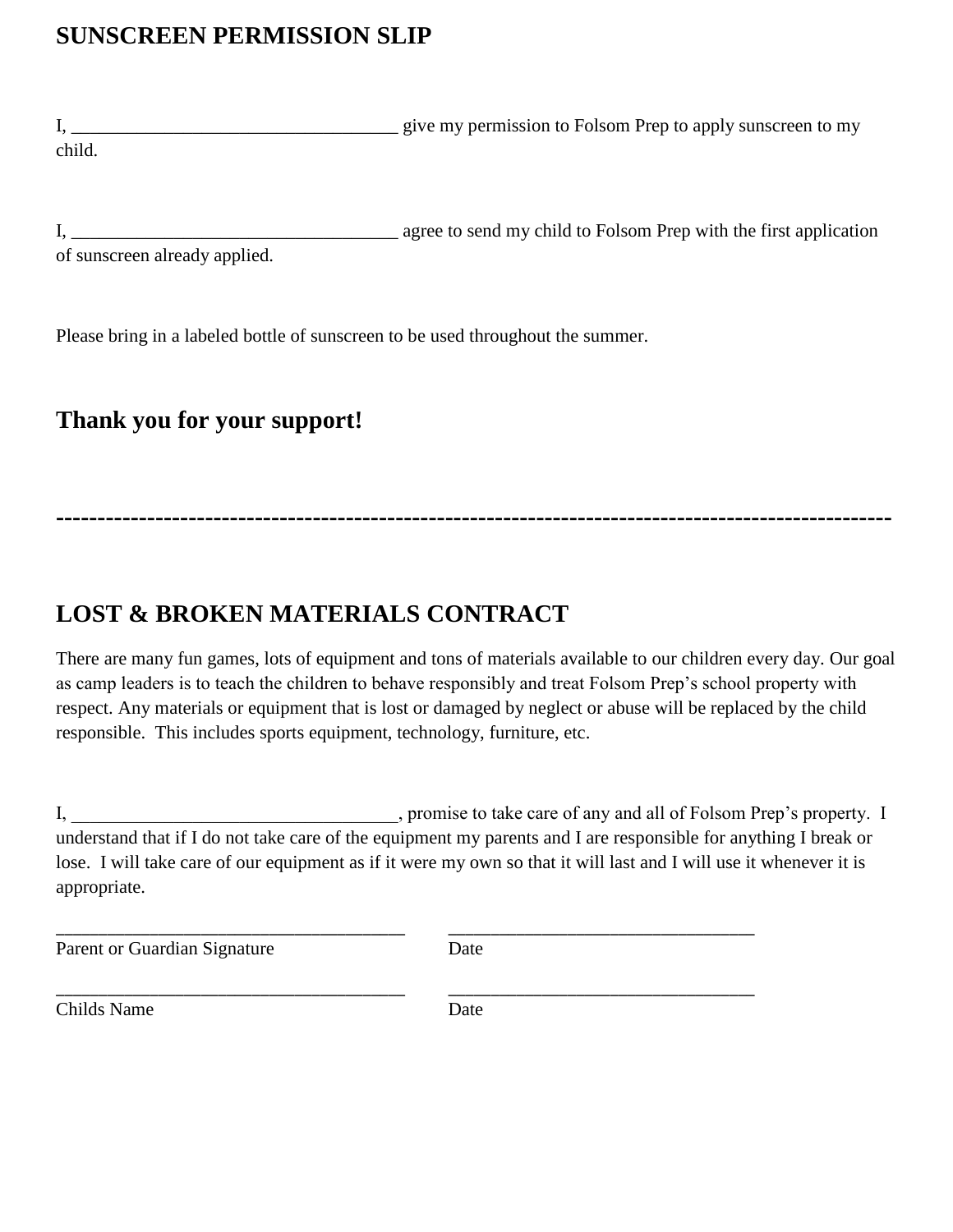## SUNSCREEN PERMISSION SLIP

I, ___________________________________ give my permission to Folsom Prep to apply sunscreen to my child.

I, ___________________________________ agree to send my child to Folsom Prep with the first application of sunscreen already applied.

Please bring in a labeled bottle of sunscreen to be used throughout the summer.

### Thank you for your support!

---

## LOST & BROKEN MATERIALS CONTRACT

There are many fun games, lots of equipment and tons of materials available to our children every day. Our goal as camp leaders is to teach the children to behave responsibly and treat Folsom Prep's school property with respect. Any materials or equipment that is lost or damaged by neglect or abuse will be replaced by the child responsible. This includes sports equipment, technology, furniture, etc.

I, ___________________________________, promise to take care of any and all of Folsom Prep's property. I understand that if I do not take care of the equipment my parents and I are responsible for anything I break or lose. I will take care of our equipment as if it were my own so that it will last and I will use it whenever it is appropriate.

_____________________________________ _________________________________
Parent or Guardian Signature Date

_____________________________________ _________________________________
Childs Name Date